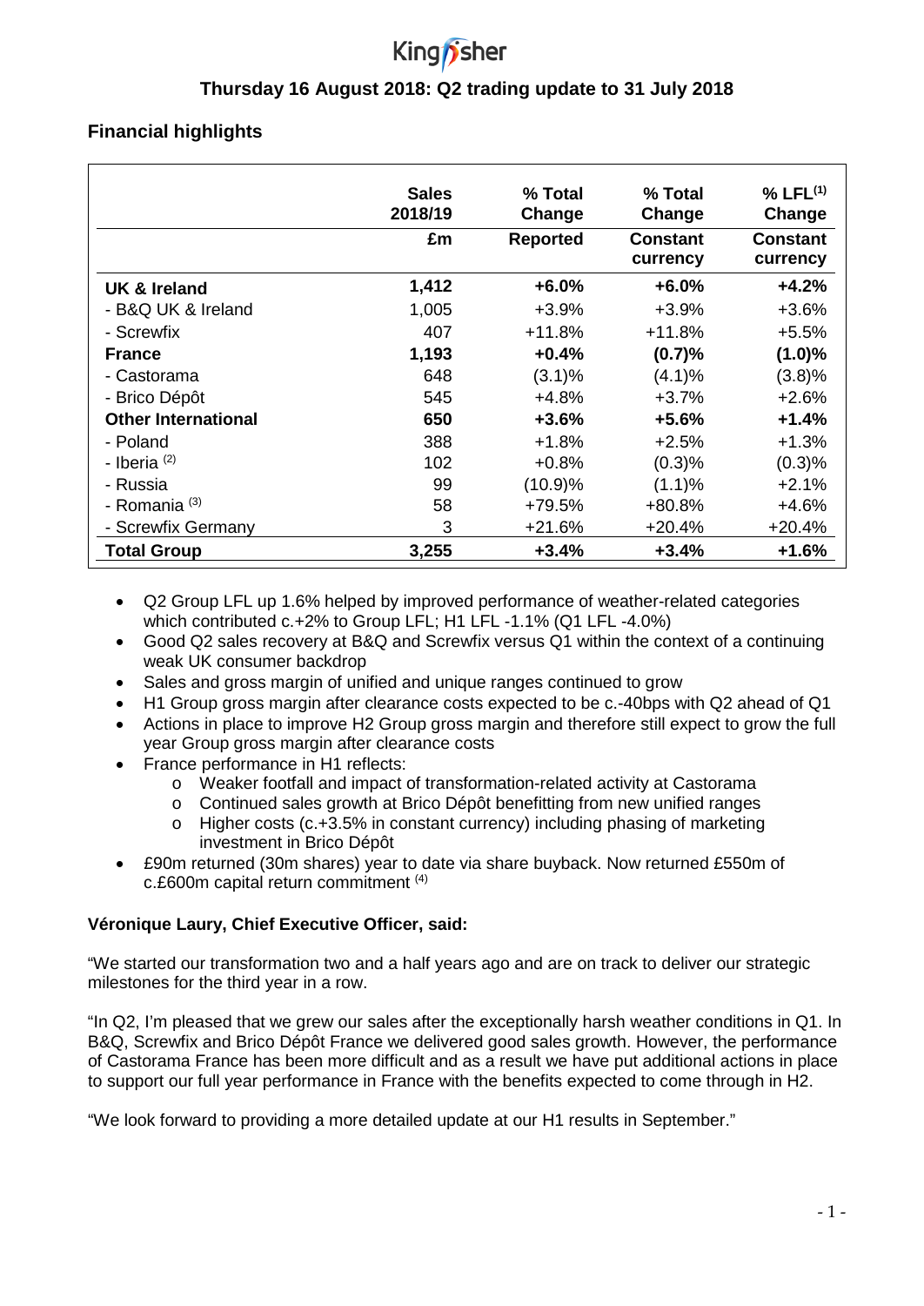Kingfisher

## Thursday 16 August 2018: Q2 trading update to 31 July 2018

### Financial highlights

| | Sales 2018/19 | % Total Change | % Total Change | % LFL[1] Change |
|---|---|---|---|---|
| | £m | Reported | Constant currency | Constant currency |
| **UK & Ireland** | **1,412** | **+6.0%** | **+6.0%** | **+4.2%** |
| - B&Q UK & Ireland | 1,005 | +3.9% | +3.9% | +3.6% |
| - Screwfix | 407 | +11.8% | +11.8% | +5.5% |
| **France** | **1,193** | **+0.4%** | **(0.7)%** | **(1.0)%** |
| - Castorama | 648 | (3.1)% | (4.1)% | (3.8)% |
| - Brico Dépôt | 545 | +4.8% | +3.7% | +2.6% |
| **Other International** | **650** | **+3.6%** | **+5.6%** | **+1.4%** |
| - Poland | 388 | +1.8% | +2.5% | +1.3% |
| - Iberia [2] | 102 | +0.8% | (0.3)% | (0.3)% |
| - Russia | 99 | (10.9)% | (1.1)% | +2.1% |
| - Romania [3] | 58 | +79.5% | +80.8% | +4.6% |
| - Screwfix Germany | 3 | +21.6% | +20.4% | +20.4% |
| **Total Group** | **3,255** | **+3.4%** | **+3.4%** | **+1.6%** |

- Q2 Group LFL up 1.6% helped by improved performance of weather-related categories which contributed c.+2% to Group LFL; H1 LFL -1.1% (Q1 LFL -4.0%)
- Good Q2 sales recovery at B&Q and Screwfix versus Q1 within the context of a continuing weak UK consumer backdrop
- Sales and gross margin of unified and unique ranges continued to grow
- H1 Group gross margin after clearance costs expected to be c.-40bps with Q2 ahead of Q1
- Actions in place to improve H2 Group gross margin and therefore still expect to grow the full year Group gross margin after clearance costs
- France performance in H1 reflects:
  - Weaker footfall and impact of transformation-related activity at Castorama
  - Continued sales growth at Brico Dépôt benefitting from new unified ranges
  - Higher costs (c.+3.5% in constant currency) including phasing of marketing investment in Brico Dépôt
- £90m returned (30m shares) year to date via share buyback. Now returned £550m of c.£600m capital return commitment [4]

**Véronique Laury, Chief Executive Officer, said:**

"We started our transformation two and a half years ago and are on track to deliver our strategic milestones for the third year in a row.

"In Q2, I'm pleased that we grew our sales after the exceptionally harsh weather conditions in Q1. In B&Q, Screwfix and Brico Dépôt France we delivered good sales growth. However, the performance of Castorama France has been more difficult and as a result we have put additional actions in place to support our full year performance in France with the benefits expected to come through in H2.

"We look forward to providing a more detailed update at our H1 results in September."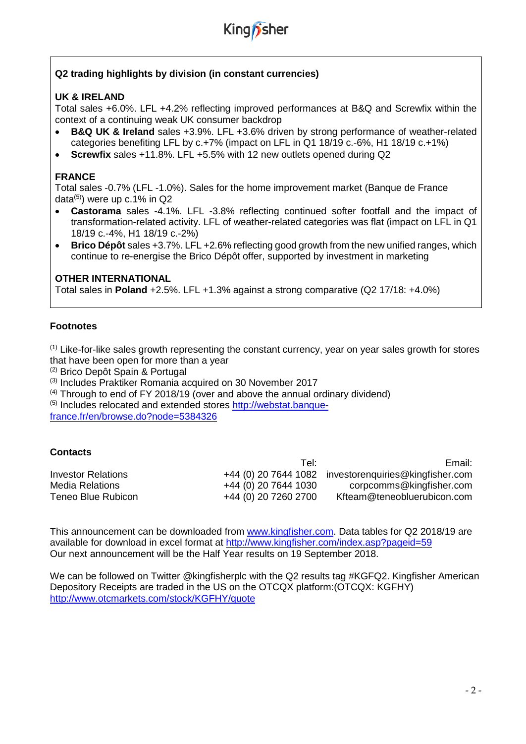## Q2 trading highlights by division (in constant currencies)

**UK & IRELAND**

Total sales +6.0%. LFL +4.2% reflecting improved performances at B&Q and Screwfix within the context of a continuing weak UK consumer backdrop

- **B&Q UK & Ireland** sales +3.9%. LFL +3.6% driven by strong performance of weather-related categories benefiting LFL by c.+7% (impact on LFL in Q1 18/19 c.-6%, H1 18/19 c.+1%)
- **Screwfix** sales +11.8%. LFL +5.5% with 12 new outlets opened during Q2

**FRANCE**

Total sales -0.7% (LFL -1.0%). Sales for the home improvement market (Banque de France data[5]) were up c.1% in Q2

- **Castorama** sales -4.1%. LFL -3.8% reflecting continued softer footfall and the impact of transformation-related activity. LFL of weather-related categories was flat (impact on LFL in Q1 18/19 c.-4%, H1 18/19 c.-2%)
- **Brico Dépôt** sales +3.7%. LFL +2.6% reflecting good growth from the new unified ranges, which continue to re-energise the Brico Dépôt offer, supported by investment in marketing

**OTHER INTERNATIONAL**

Total sales in **Poland** +2.5%. LFL +1.3% against a strong comparative (Q2 17/18: +4.0%)

### Footnotes

[1] Like-for-like sales growth representing the constant currency, year on year sales growth for stores that have been open for more than a year
[2] Brico Depôt Spain & Portugal
[3] Includes Praktiker Romania acquired on 30 November 2017
[4] Through to end of FY 2018/19 (over and above the annual ordinary dividend)
[5] Includes relocated and extended stores http://webstat.banque-france.fr/en/browse.do?node=5384326

### Contacts

| | Tel: | Email: |
|---|---|---|
| Investor Relations | +44 (0) 20 7644 1082 | investorenquiries@kingfisher.com |
| Media Relations | +44 (0) 20 7644 1030 | corpcomms@kingfisher.com |
| Teneo Blue Rubicon | +44 (0) 20 7260 2700 | Kfteam@teneobluerubicon.com |

This announcement can be downloaded from www.kingfisher.com. Data tables for Q2 2018/19 are available for download in excel format at http://www.kingfisher.com/index.asp?pageid=59
Our next announcement will be the Half Year results on 19 September 2018.

We can be followed on Twitter @kingfisherplc with the Q2 results tag #KGFQ2. Kingfisher American Depository Receipts are traded in the US on the OTCQX platform:(OTCQX: KGFHY) http://www.otcmarkets.com/stock/KGFHY/quote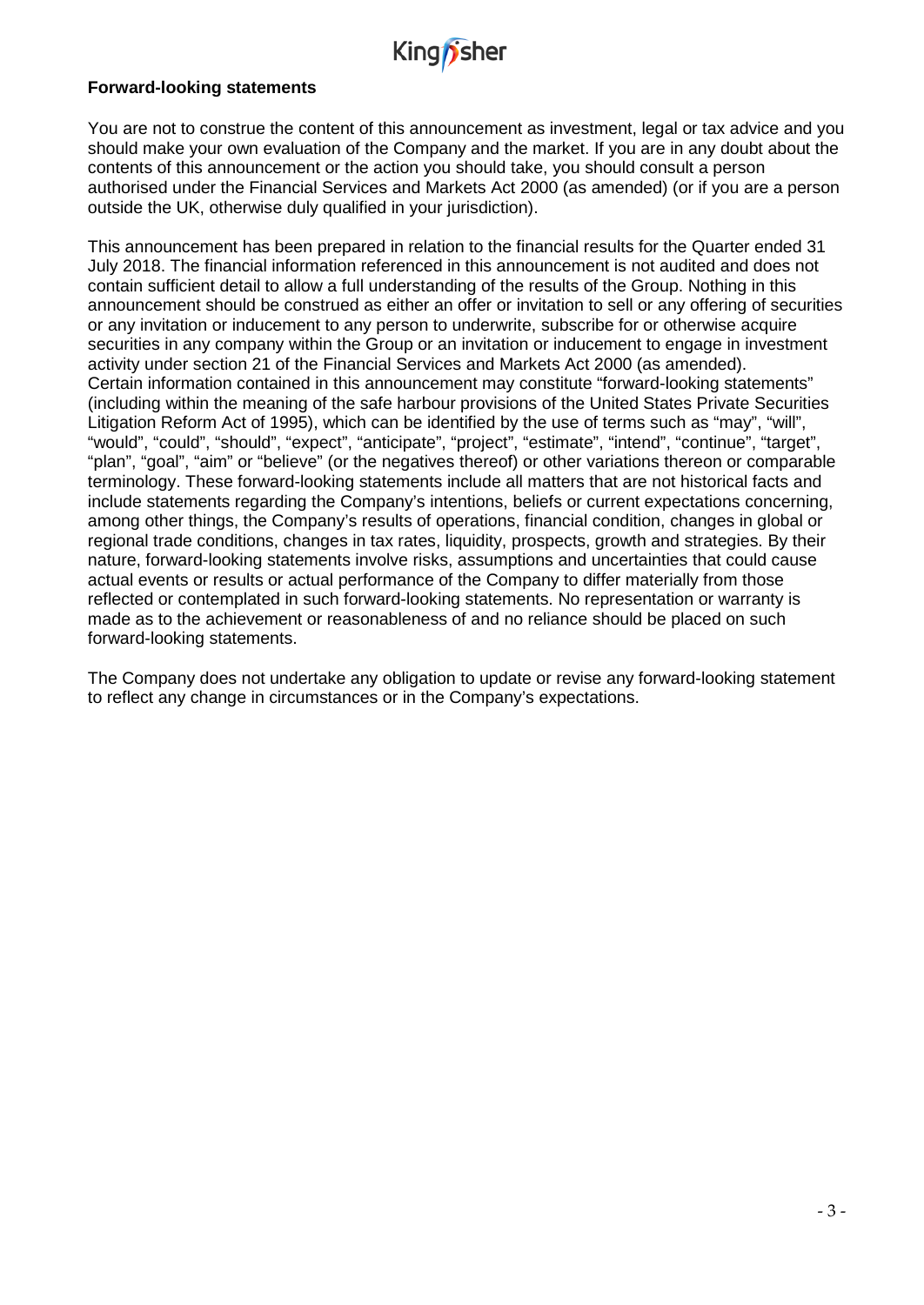**Forward-looking statements**

You are not to construe the content of this announcement as investment, legal or tax advice and you should make your own evaluation of the Company and the market. If you are in any doubt about the contents of this announcement or the action you should take, you should consult a person authorised under the Financial Services and Markets Act 2000 (as amended) (or if you are a person outside the UK, otherwise duly qualified in your jurisdiction).

This announcement has been prepared in relation to the financial results for the Quarter ended 31 July 2018. The financial information referenced in this announcement is not audited and does not contain sufficient detail to allow a full understanding of the results of the Group. Nothing in this announcement should be construed as either an offer or invitation to sell or any offering of securities or any invitation or inducement to any person to underwrite, subscribe for or otherwise acquire securities in any company within the Group or an invitation or inducement to engage in investment activity under section 21 of the Financial Services and Markets Act 2000 (as amended).
Certain information contained in this announcement may constitute "forward-looking statements" (including within the meaning of the safe harbour provisions of the United States Private Securities Litigation Reform Act of 1995), which can be identified by the use of terms such as "may", "will", "would", "could", "should", "expect", "anticipate", "project", "estimate", "intend", "continue", "target", "plan", "goal", "aim" or "believe" (or the negatives thereof) or other variations thereon or comparable terminology. These forward-looking statements include all matters that are not historical facts and include statements regarding the Company's intentions, beliefs or current expectations concerning, among other things, the Company's results of operations, financial condition, changes in global or regional trade conditions, changes in tax rates, liquidity, prospects, growth and strategies. By their nature, forward-looking statements involve risks, assumptions and uncertainties that could cause actual events or results or actual performance of the Company to differ materially from those reflected or contemplated in such forward-looking statements. No representation or warranty is made as to the achievement or reasonableness of and no reliance should be placed on such forward-looking statements.

The Company does not undertake any obligation to update or revise any forward-looking statement to reflect any change in circumstances or in the Company's expectations.